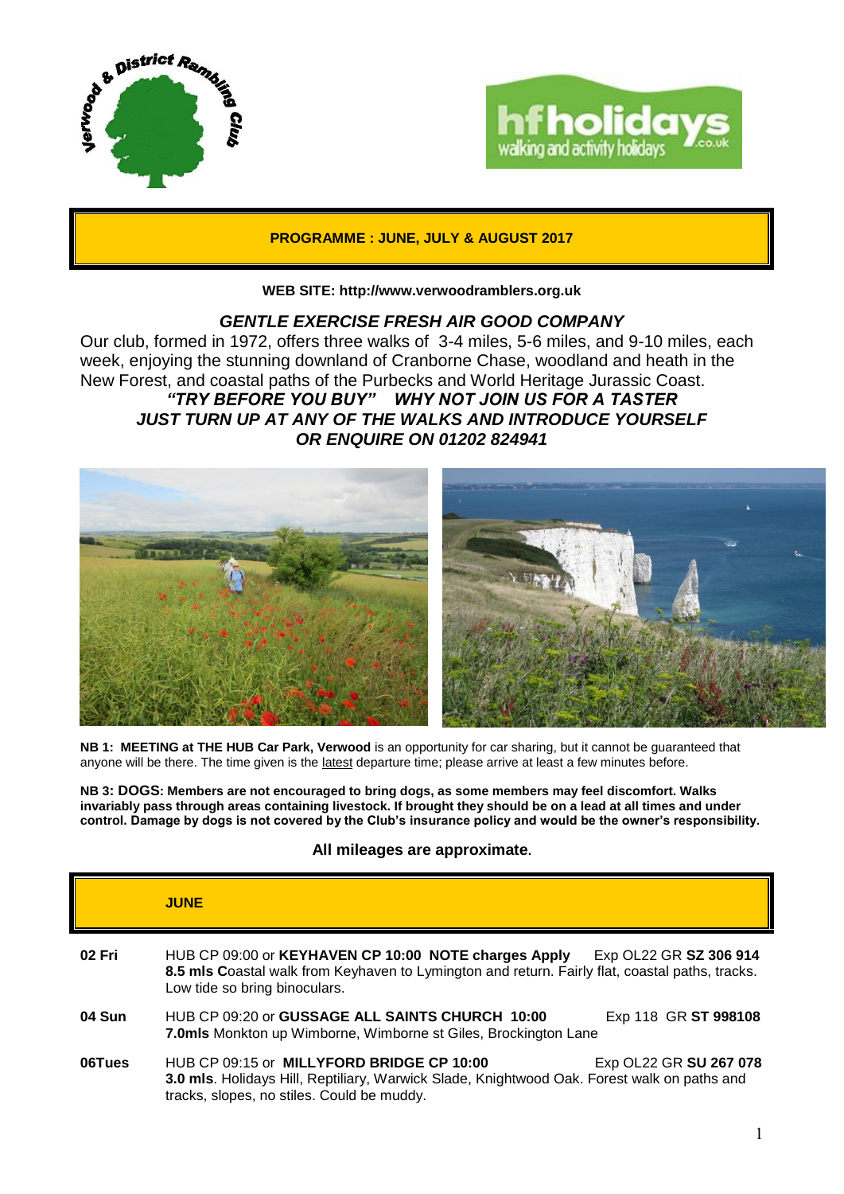## PROGRAMME : JUNE, JULY & AUGUST 2017

**WEB SITE: http://www.verwoodramblers.org.uk**

***GENTLE EXERCISE FRESH AIR GOOD COMPANY***

Our club, formed in 1972, offers three walks of 3-4 miles, 5-6 miles, and 9-10 miles, each week, enjoying the stunning downland of Cranborne Chase, woodland and heath in the New Forest, and coastal paths of the Purbecks and World Heritage Jurassic Coast.

***"TRY BEFORE YOU BUY" WHY NOT JOIN US FOR A TASTER***
***JUST TURN UP AT ANY OF THE WALKS AND INTRODUCE YOURSELF***
***OR ENQUIRE ON 01202 824941***

**NB 1: MEETING at THE HUB Car Park, Verwood** is an opportunity for car sharing, but it cannot be guaranteed that anyone will be there. The time given is the latest departure time; please arrive at least a few minutes before.

**NB 3: DOGS: Members are not encouraged to bring dogs, as some members may feel discomfort. Walks invariably pass through areas containing livestock. If brought they should be on a lead at all times and under control. Damage by dogs is not covered by the Club's insurance policy and would be the owner's responsibility.**

**All mileages are approximate.**

## JUNE

**02 Fri** HUB CP 09:00 or **KEYHAVEN CP 10:00 NOTE charges Apply** Exp OL22 GR **SZ 306 914**
**8.5 mls C**oastal walk from Keyhaven to Lymington and return. Fairly flat, coastal paths, tracks. Low tide so bring binoculars.

**04 Sun** HUB CP 09:20 or **GUSSAGE ALL SAINTS CHURCH 10:00** Exp 118 GR **ST 998108**
**7.0mls** Monkton up Wimborne, Wimborne st Giles, Brockington Lane

**06Tues** HUB CP 09:15 or **MILLYFORD BRIDGE CP 10:00** Exp OL22 GR **SU 267 078**
**3.0 mls**. Holidays Hill, Reptiliary, Warwick Slade, Knightwood Oak. Forest walk on paths and tracks, slopes, no stiles. Could be muddy.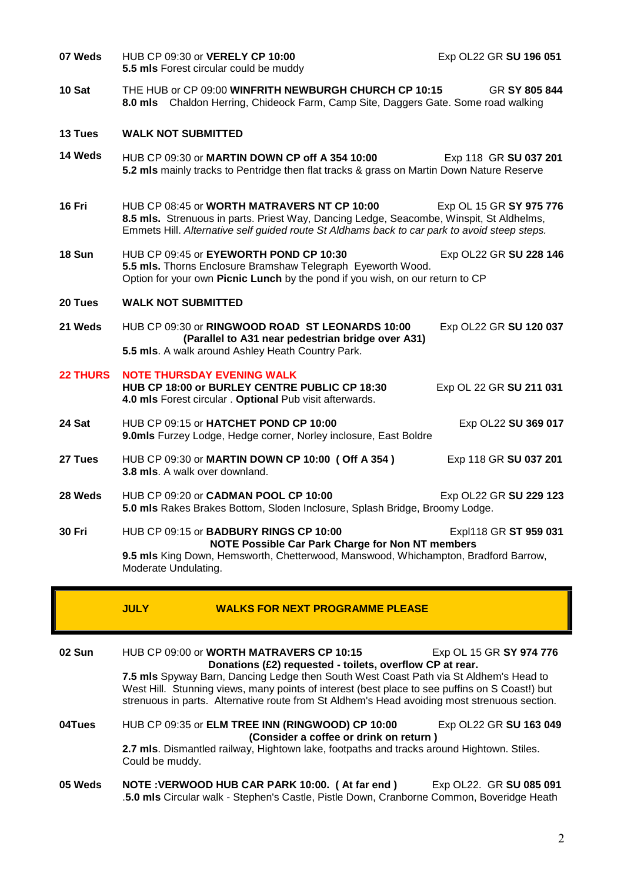**07 Weds** HUB CP 09:30 or **VERELY CP 10:00** Exp OL22 GR **SU 196 051**
**5.5 mls** Forest circular could be muddy

**10 Sat** THE HUB or CP 09:00 **WINFRITH NEWBURGH CHURCH CP 10:15** GR **SY 805 844**
**8.0 mls** Chaldon Herring, Chideock Farm, Camp Site, Daggers Gate. Some road walking

**13 Tues** **WALK NOT SUBMITTED**

**14 Weds** HUB CP 09:30 or **MARTIN DOWN CP off A 354 10:00** Exp 118 GR **SU 037 201**
**5.2 mls** mainly tracks to Pentridge then flat tracks & grass on Martin Down Nature Reserve

**16 Fri** HUB CP 08:45 or **WORTH MATRAVERS NT CP 10:00** Exp OL 15 GR **SY 975 776**
**8.5 mls.** Strenuous in parts. Priest Way, Dancing Ledge, Seacombe, Winspit, St Aldhelms, Emmets Hill. *Alternative self guided route St Aldhams back to car park to avoid steep steps.*

**18 Sun** HUB CP 09:45 or **EYEWORTH POND CP 10:30** Exp OL22 GR **SU 228 146**
**5.5 mls.** Thorns Enclosure Bramshaw Telegraph Eyeworth Wood.
Option for your own **Picnic Lunch** by the pond if you wish, on our return to CP

**20 Tues** **WALK NOT SUBMITTED**

**21 Weds** HUB CP 09:30 or **RINGWOOD ROAD ST LEONARDS 10:00** Exp OL22 GR **SU 120 037**
**(Parallel to A31 near pedestrian bridge over A31)**
**5.5 mls**. A walk around Ashley Heath Country Park.

**22 THURS** **NOTE THURSDAY EVENING WALK**
**HUB CP 18:00 or BURLEY CENTRE PUBLIC CP 18:30** Exp OL 22 GR **SU 211 031**
**4.0 mls** Forest circular . **Optional** Pub visit afterwards.

**24 Sat** HUB CP 09:15 or **HATCHET POND CP 10:00** Exp OL22 **SU 369 017**
**9.0mls** Furzey Lodge, Hedge corner, Norley inclosure, East Boldre

**27 Tues** HUB CP 09:30 or **MARTIN DOWN CP 10:00 ( Off A 354 )** Exp 118 GR **SU 037 201**
**3.8 mls**. A walk over downland.

**28 Weds** HUB CP 09:20 or **CADMAN POOL CP 10:00** Exp OL22 GR **SU 229 123**
**5.0 mls** Rakes Brakes Bottom, Sloden Inclosure, Splash Bridge, Broomy Lodge.

**30 Fri** HUB CP 09:15 or **BADBURY RINGS CP 10:00** Expl118 GR **ST 959 031**
**NOTE Possible Car Park Charge for Non NT members**
**9.5 mls** King Down, Hemsworth, Chetterwood, Manswood, Whichampton, Bradford Barrow, Moderate Undulating.

## JULY — WALKS FOR NEXT PROGRAMME PLEASE

**02 Sun** HUB CP 09:00 or **WORTH MATRAVERS CP 10:15** Exp OL 15 GR **SY 974 776**
**Donations (£2) requested - toilets, overflow CP at rear.**
**7.5 mls** Spyway Barn, Dancing Ledge then South West Coast Path via St Aldhem's Head to West Hill. Stunning views, many points of interest (best place to see puffins on S Coast!) but strenuous in parts. Alternative route from St Aldhem's Head avoiding most strenuous section.

**04Tues** HUB CP 09:35 or **ELM TREE INN (RINGWOOD) CP 10:00** Exp OL22 GR **SU 163 049**
**(Consider a coffee or drink on return )**
**2.7 mls**. Dismantled railway, Hightown lake, footpaths and tracks around Hightown. Stiles. Could be muddy.

**05 Weds** **NOTE :VERWOOD HUB CAR PARK 10:00. ( At far end )** Exp OL22. GR **SU 085 091**
.**5.0 mls** Circular walk - Stephen's Castle, Pistle Down, Cranborne Common, Boveridge Heath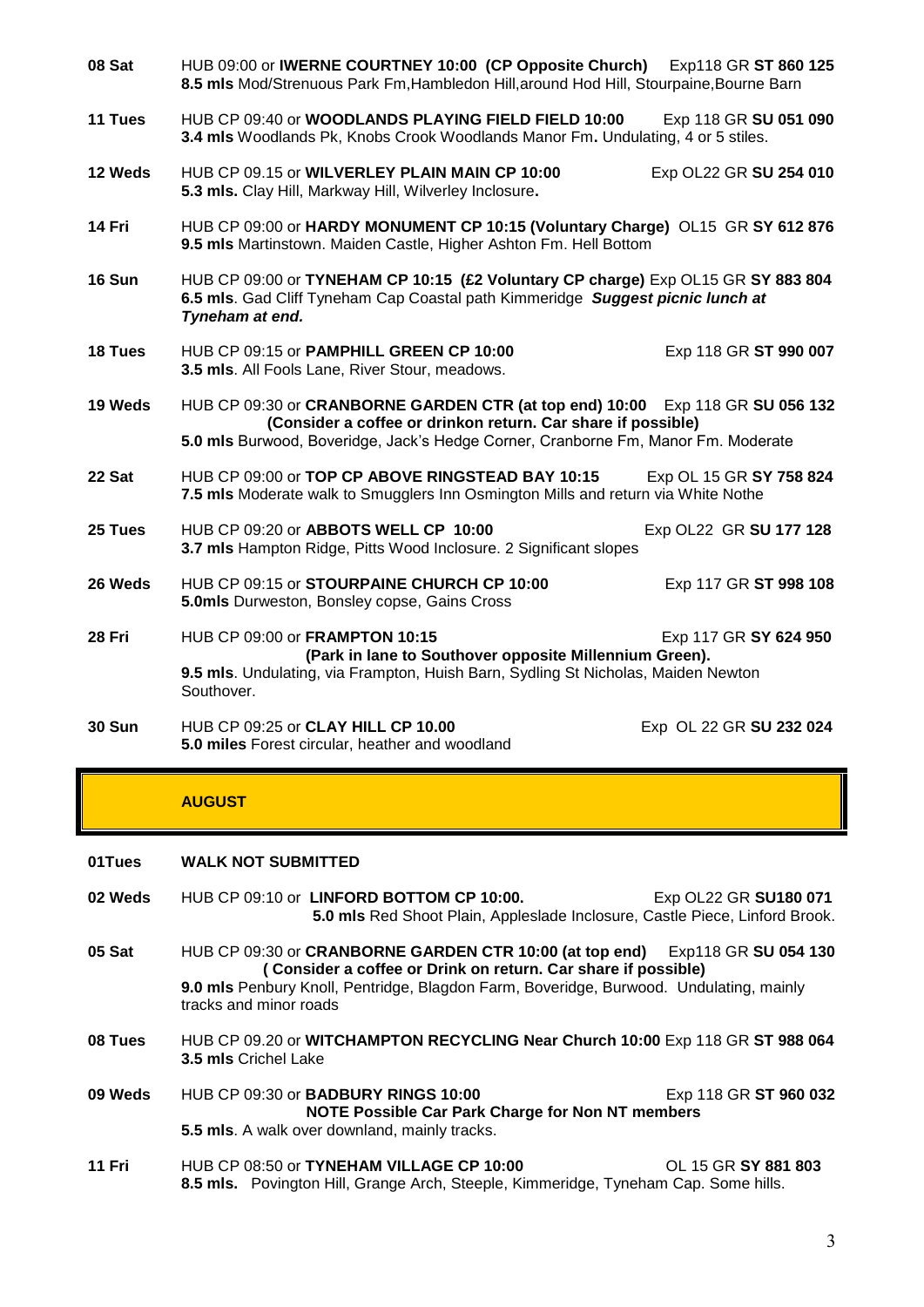**08 Sat** HUB 09:00 or **IWERNE COURTNEY 10:00 (CP Opposite Church)** Exp118 GR **ST 860 125**
**8.5 mls** Mod/Strenuous Park Fm,Hambledon Hill,around Hod Hill, Stourpaine,Bourne Barn

**11 Tues** HUB CP 09:40 or **WOODLANDS PLAYING FIELD FIELD 10:00** Exp 118 GR **SU 051 090**
**3.4 mls** Woodlands Pk, Knobs Crook Woodlands Manor Fm**.** Undulating, 4 or 5 stiles.

**12 Weds** HUB CP 09.15 or **WILVERLEY PLAIN MAIN CP 10:00** Exp OL22 GR **SU 254 010**
**5.3 mls.** Clay Hill, Markway Hill, Wilverley Inclosure**.**

**14 Fri** HUB CP 09:00 or **HARDY MONUMENT CP 10:15 (Voluntary Charge)** OL15 GR **SY 612 876**
**9.5 mls** Martinstown. Maiden Castle, Higher Ashton Fm. Hell Bottom

**16 Sun** HUB CP 09:00 or **TYNEHAM CP 10:15 (£2 Voluntary CP charge)** Exp OL15 GR **SY 883 804**
**6.5 mls**. Gad Cliff Tyneham Cap Coastal path Kimmeridge ***Suggest picnic lunch at Tyneham at end.***

**18 Tues** HUB CP 09:15 or **PAMPHILL GREEN CP 10:00** Exp 118 GR **ST 990 007**
**3.5 mls**. All Fools Lane, River Stour, meadows.

**19 Weds** HUB CP 09:30 or **CRANBORNE GARDEN CTR (at top end) 10:00** Exp 118 GR **SU 056 132**
**(Consider a coffee or drinkon return. Car share if possible)**
**5.0 mls** Burwood, Boveridge, Jack's Hedge Corner, Cranborne Fm, Manor Fm. Moderate

**22 Sat** HUB CP 09:00 or **TOP CP ABOVE RINGSTEAD BAY 10:15** Exp OL 15 GR **SY 758 824**
**7.5 mls** Moderate walk to Smugglers Inn Osmington Mills and return via White Nothe

**25 Tues** HUB CP 09:20 or **ABBOTS WELL CP 10:00** Exp OL22 GR **SU 177 128**
**3.7 mls** Hampton Ridge, Pitts Wood Inclosure. 2 Significant slopes

**26 Weds** HUB CP 09:15 or **STOURPAINE CHURCH CP 10:00** Exp 117 GR **ST 998 108**
**5.0mls** Durweston, Bonsley copse, Gains Cross

**28 Fri** HUB CP 09:00 or **FRAMPTON 10:15** Exp 117 GR **SY 624 950**
**(Park in lane to Southover opposite Millennium Green).**
**9.5 mls**. Undulating, via Frampton, Huish Barn, Sydling St Nicholas, Maiden Newton Southover.

**30 Sun** HUB CP 09:25 or **CLAY HILL CP 10.00** Exp OL 22 GR **SU 232 024**
**5.0 miles** Forest circular, heather and woodland

## AUGUST

**01Tues** **WALK NOT SUBMITTED**

**02 Weds** HUB CP 09:10 or **LINFORD BOTTOM CP 10:00.** Exp OL22 GR **SU180 071**
**5.0 mls** Red Shoot Plain, Appleslade Inclosure, Castle Piece, Linford Brook.

**05 Sat** HUB CP 09:30 or **CRANBORNE GARDEN CTR 10:00 (at top end)** Exp118 GR **SU 054 130**
**( Consider a coffee or Drink on return. Car share if possible)**
**9.0 mls** Penbury Knoll, Pentridge, Blagdon Farm, Boveridge, Burwood. Undulating, mainly tracks and minor roads

**08 Tues** HUB CP 09.20 or **WITCHAMPTON RECYCLING Near Church 10:00** Exp 118 GR **ST 988 064**
**3.5 mls** Crichel Lake

**09 Weds** HUB CP 09:30 or **BADBURY RINGS 10:00** Exp 118 GR **ST 960 032**
**NOTE Possible Car Park Charge for Non NT members**
**5.5 mls**. A walk over downland, mainly tracks.

**11 Fri** HUB CP 08:50 or **TYNEHAM VILLAGE CP 10:00** OL 15 GR **SY 881 803**
**8.5 mls.** Povington Hill, Grange Arch, Steeple, Kimmeridge, Tyneham Cap. Some hills.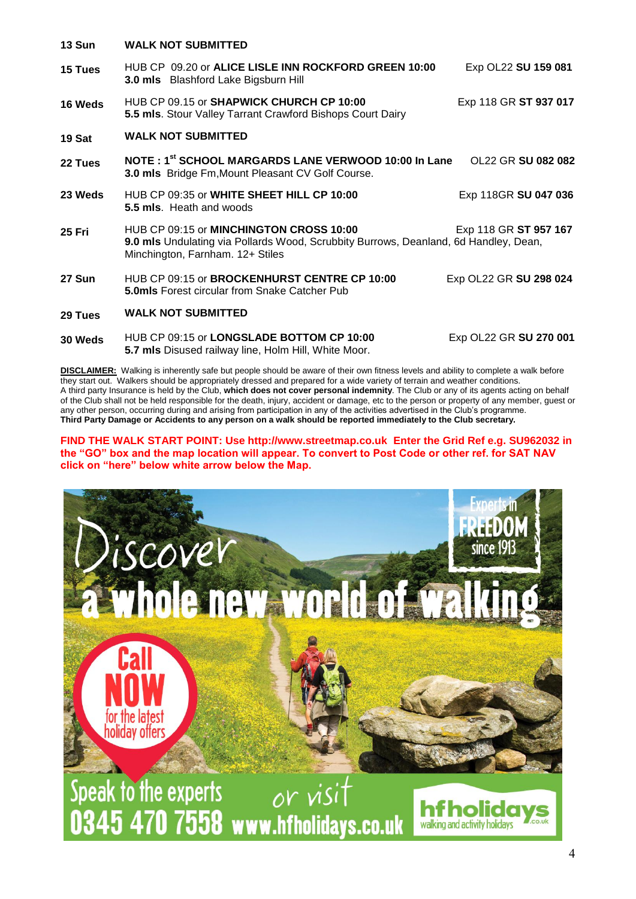| | | |
|---|---|---|
| **13 Sun** | **WALK NOT SUBMITTED** | |
| **15 Tues** | HUB CP 09.20 or **ALICE LISLE INN ROCKFORD GREEN 10:00**<br>**3.0 mls** Blashford Lake Bigsburn Hill | Exp OL22 **SU 159 081** |
| **16 Weds** | HUB CP 09.15 or **SHAPWICK CHURCH CP 10:00**<br>**5.5 mls**. Stour Valley Tarrant Crawford Bishops Court Dairy | Exp 118 GR **ST 937 017** |
| **19 Sat** | **WALK NOT SUBMITTED** | |
| **22 Tues** | **NOTE : 1st SCHOOL MARGARDS LANE VERWOOD 10:00 In Lane**<br>**3.0 mls** Bridge Fm,Mount Pleasant CV Golf Course. | OL22 GR **SU 082 082** |
| **23 Weds** | HUB CP 09:35 or **WHITE SHEET HILL CP 10:00**<br>**5.5 mls**. Heath and woods | Exp 118GR **SU 047 036** |
| **25 Fri** | HUB CP 09:15 or **MINCHINGTON CROSS 10:00**<br>**9.0 mls** Undulating via Pollards Wood, Scrubbity Burrows, Deanland, 6d Handley, Dean, Minchington, Farnham. 12+ Stiles | Exp 118 GR **ST 957 167** |
| **27 Sun** | HUB CP 09:15 or **BROCKENHURST CENTRE CP 10:00**<br>**5.0mls** Forest circular from Snake Catcher Pub | Exp OL22 GR **SU 298 024** |
| **29 Tues** | **WALK NOT SUBMITTED** | |
| **30 Weds** | HUB CP 09:15 or **LONGSLADE BOTTOM CP 10:00**<br>**5.7 mls** Disused railway line, Holm Hill, White Moor. | Exp OL22 GR **SU 270 001** |

**DISCLAIMER:** Walking is inherently safe but people should be aware of their own fitness levels and ability to complete a walk before they start out. Walkers should be appropriately dressed and prepared for a wide variety of terrain and weather conditions. A third party Insurance is held by the Club, **which does not cover personal indemnity**. The Club or any of its agents acting on behalf of the Club shall not be held responsible for the death, injury, accident or damage, etc to the person or property of any member, guest or any other person, occurring during and arising from participation in any of the activities advertised in the Club's programme.
**Third Party Damage or Accidents to any person on a walk should be reported immediately to the Club secretary.**

**FIND THE WALK START POINT: Use http://www.streetmap.co.uk Enter the Grid Ref e.g. SU962032 in the "GO" box and the map location will appear. To convert to Post Code or other ref. for SAT NAV click on "here" below white arrow below the Map.**

Discover a whole new world of walking

Experts in FREEDOM since 1913

Call NOW for the latest holiday offers

Speak to the experts 0345 470 7558 or visit www.hfholidays.co.uk

hfholidays.co.uk walking and activity holidays